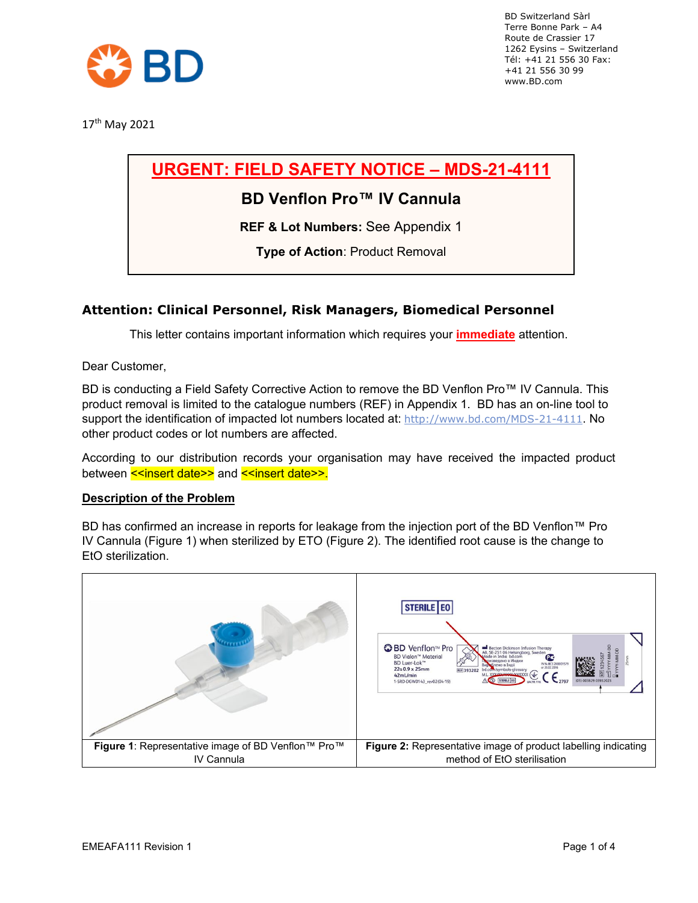BD Switzerland Sàrl
Terre Bonne Park – A4
Route de Crassier 17
1262 Eysins – Switzerland
Tél: +41 21 556 30 Fax: +41 21 556 30 99
www.BD.com

17th May 2021

# URGENT: FIELD SAFETY NOTICE – MDS-21-4111

## BD Venflon Pro™ IV Cannula

**REF & Lot Numbers:** See Appendix 1

**Type of Action**: Product Removal

### Attention: Clinical Personnel, Risk Managers, Biomedical Personnel

This letter contains important information which requires your **immediate** attention.

Dear Customer,

BD is conducting a Field Safety Corrective Action to remove the BD Venflon Pro™ IV Cannula. This product removal is limited to the catalogue numbers (REF) in Appendix 1. BD has an on-line tool to support the identification of impacted lot numbers located at: http://www.bd.com/MDS-21-4111. No other product codes or lot numbers are affected.

According to our distribution records your organisation may have received the impacted product between <<insert date>> and <<insert date>>.

**Description of the Problem**

BD has confirmed an increase in reports for leakage from the injection port of the BD Venflon™ Pro IV Cannula (Figure 1) when sterilized by ETO (Figure 2). The identified root cause is the change to EtO sterilization.

| **Figure 1**: Representative image of BD Venflon™ Pro™ IV Cannula | **Figure 2:** Representative image of product labelling indicating method of EtO sterilisation |
| --- | --- |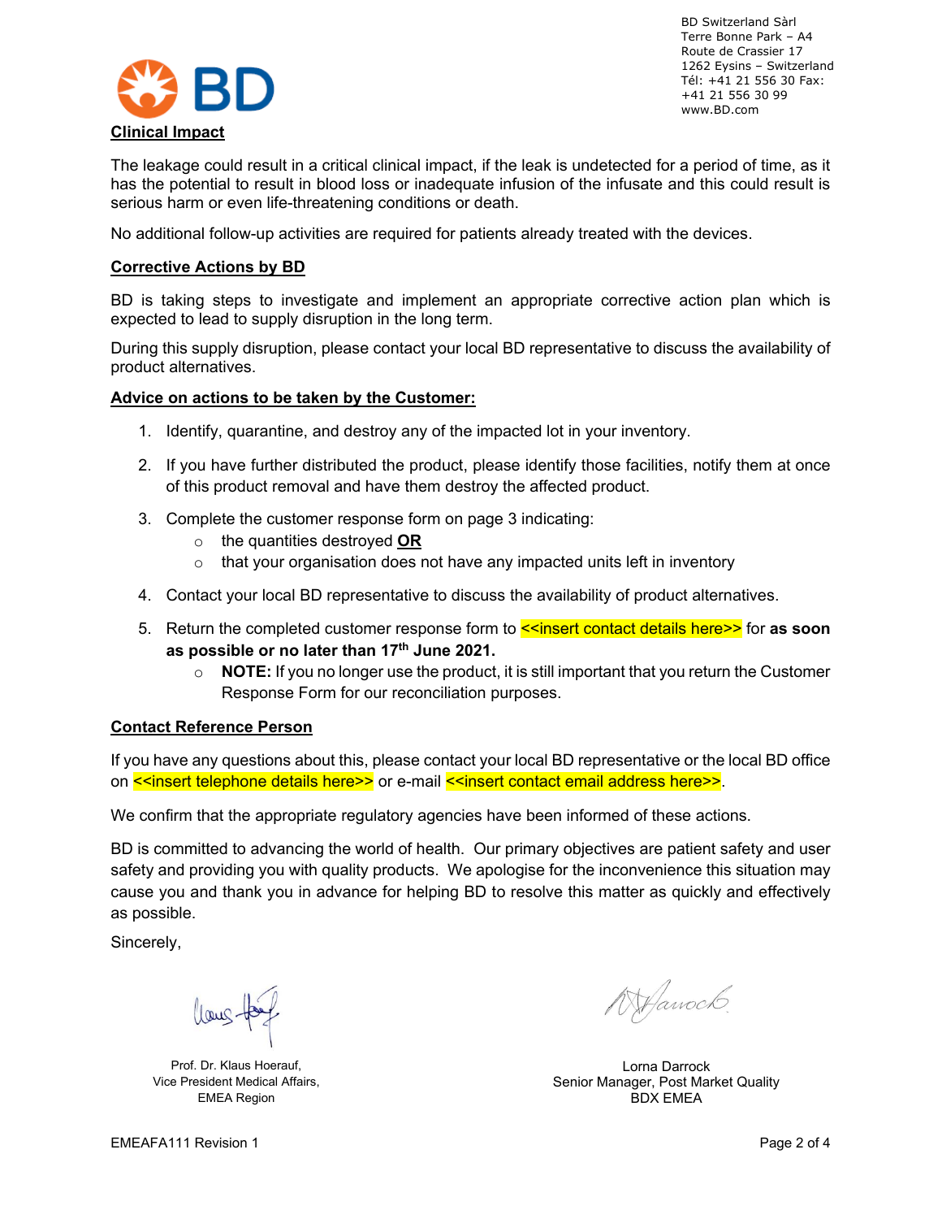BD Switzerland Sàrl
Terre Bonne Park – A4
Route de Crassier 17
1262 Eysins – Switzerland
Tél: +41 21 556 30 Fax: +41 21 556 30 99
www.BD.com

**Clinical Impact**

The leakage could result in a critical clinical impact, if the leak is undetected for a period of time, as it has the potential to result in blood loss or inadequate infusion of the infusate and this could result is serious harm or even life-threatening conditions or death.

No additional follow-up activities are required for patients already treated with the devices.

**Corrective Actions by BD**

BD is taking steps to investigate and implement an appropriate corrective action plan which is expected to lead to supply disruption in the long term.

During this supply disruption, please contact your local BD representative to discuss the availability of product alternatives.

**Advice on actions to be taken by the Customer:**

1. Identify, quarantine, and destroy any of the impacted lot in your inventory.
2. If you have further distributed the product, please identify those facilities, notify them at once of this product removal and have them destroy the affected product.
3. Complete the customer response form on page 3 indicating:
   - the quantities destroyed **OR**
   - that your organisation does not have any impacted units left in inventory
4. Contact your local BD representative to discuss the availability of product alternatives.
5. Return the completed customer response form to <<insert contact details here>> for **as soon as possible or no later than 17th June 2021.**
   - **NOTE:** If you no longer use the product, it is still important that you return the Customer Response Form for our reconciliation purposes.

**Contact Reference Person**

If you have any questions about this, please contact your local BD representative or the local BD office on <<insert telephone details here>> or e-mail <<insert contact email address here>>.

We confirm that the appropriate regulatory agencies have been informed of these actions.

BD is committed to advancing the world of health. Our primary objectives are patient safety and user safety and providing you with quality products. We apologise for the inconvenience this situation may cause you and thank you in advance for helping BD to resolve this matter as quickly and effectively as possible.

Sincerely,

Prof. Dr. Klaus Hoerauf,
Vice President Medical Affairs,
EMEA Region

Lorna Darrock
Senior Manager, Post Market Quality
BDX EMEA

EMEAFA111 Revision 1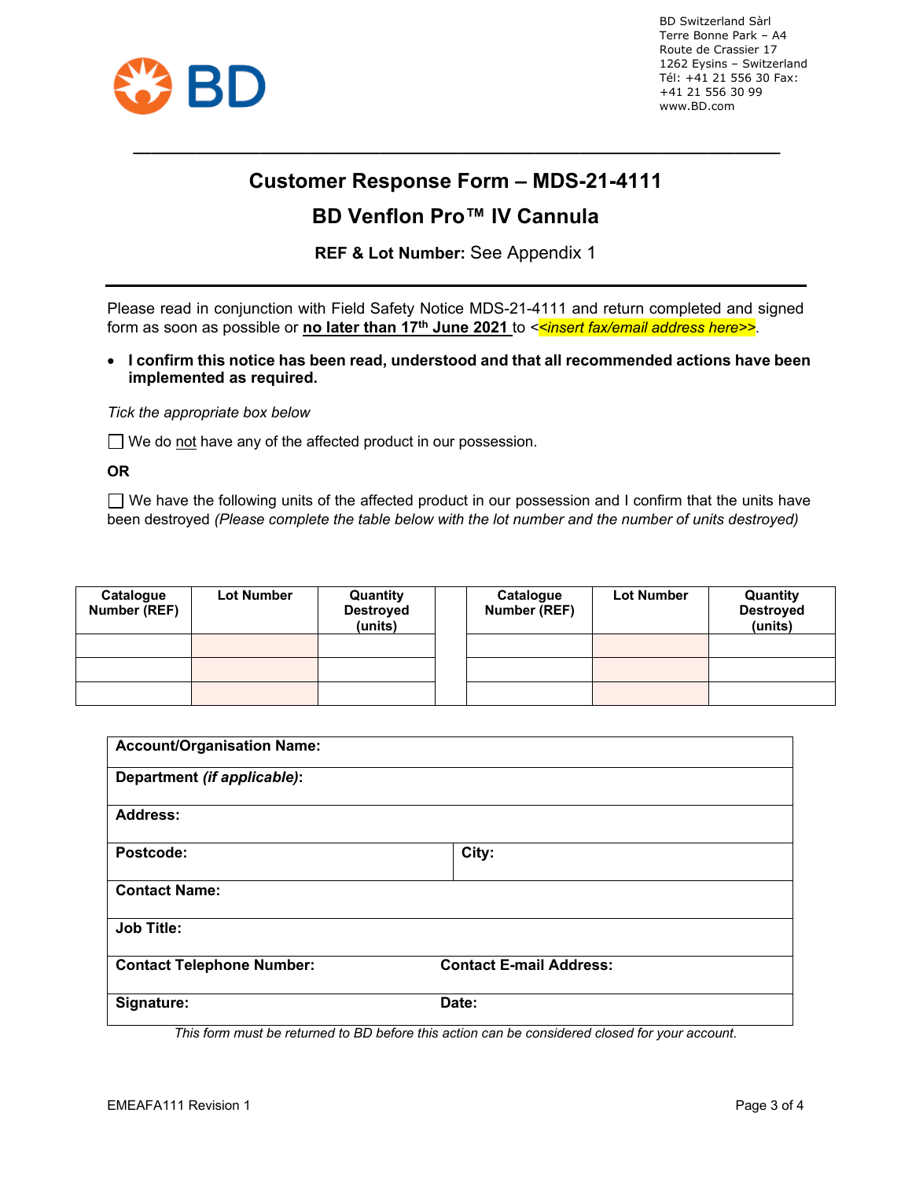BD Switzerland Sàrl
Terre Bonne Park – A4
Route de Crassier 17
1262 Eysins – Switzerland
Tél: +41 21 556 30 Fax: +41 21 556 30 99
www.BD.com

# Customer Response Form – MDS-21-4111

## BD Venflon Pro™ IV Cannula

**REF & Lot Number:** See Appendix 1

Please read in conjunction with Field Safety Notice MDS-21-4111 and return completed and signed form as soon as possible or **no later than 17th June 2021** to <*<insert fax/email address here>>*.

- **I confirm this notice has been read, understood and that all recommended actions have been implemented as required.**

*Tick the appropriate box below*

☐ We do not have any of the affected product in our possession.

**OR**

☐ We have the following units of the affected product in our possession and I confirm that the units have been destroyed *(Please complete the table below with the lot number and the number of units destroyed)*

| Catalogue Number (REF) | Lot Number | Quantity Destroyed (units) | | Catalogue Number (REF) | Lot Number | Quantity Destroyed (units) |
|---|---|---|---|---|---|---|
| | | | | | | |
| | | | | | | |
| | | | | | | |

| | |
|---|---|
| **Account/Organisation Name:** | |
| **Department** *(if applicable)*: | |
| **Address:** | |
| **Postcode:** | **City:** |
| **Contact Name:** | |
| **Job Title:** | |
| **Contact Telephone Number:** | **Contact E-mail Address:** |
| **Signature:** | **Date:** |

*This form must be returned to BD before this action can be considered closed for your account.*

EMEAFA111 Revision 1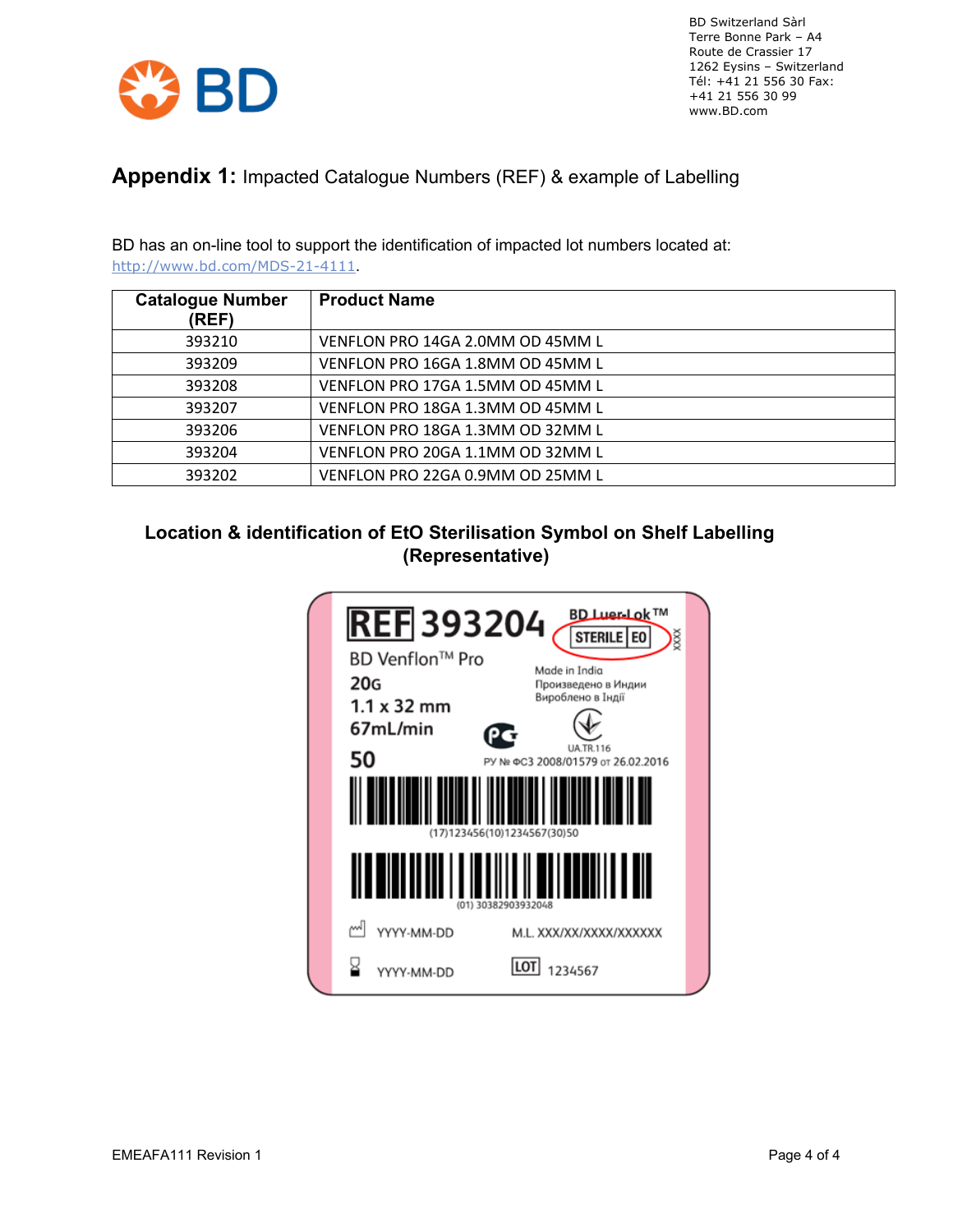BD Switzerland Sàrl
Terre Bonne Park – A4
Route de Crassier 17
1262 Eysins – Switzerland
Tél: +41 21 556 30 Fax: +41 21 556 30 99
www.BD.com

## Appendix 1: Impacted Catalogue Numbers (REF) & example of Labelling

BD has an on-line tool to support the identification of impacted lot numbers located at: http://www.bd.com/MDS-21-4111.

| Catalogue Number (REF) | Product Name |
|---|---|
| 393210 | VENFLON PRO 14GA 2.0MM OD 45MM L |
| 393209 | VENFLON PRO 16GA 1.8MM OD 45MM L |
| 393208 | VENFLON PRO 17GA 1.5MM OD 45MM L |
| 393207 | VENFLON PRO 18GA 1.3MM OD 45MM L |
| 393206 | VENFLON PRO 18GA 1.3MM OD 32MM L |
| 393204 | VENFLON PRO 20GA 1.1MM OD 32MM L |
| 393202 | VENFLON PRO 22GA 0.9MM OD 25MM L |

### Location & identification of EtO Sterilisation Symbol on Shelf Labelling (Representative)

REF 393204
BD Luer-Lok™
STERILE EO
XXXX
BD Venflon™ Pro
20G
1.1 x 32 mm
67mL/min
50
Made in India
Произведено в Индии
Вироблено в Індії
UA.TR.116
РУ № ФСЗ 2008/01579 от 26.02.2016
(17)123456(10)1234567(30)50
(01) 30382903932048
YYYY-MM-DD
M.L. XXX/XX/XXXX/XXXXXX
YYYY-MM-DD
LOT 1234567

EMEAFA111 Revision 1